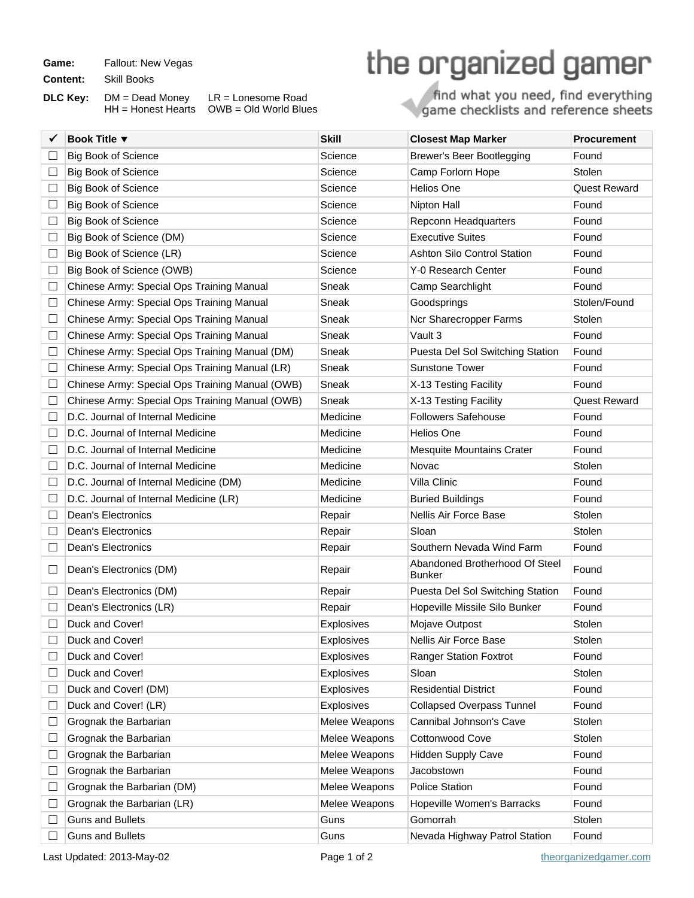**Game:** Fallout: New Vegas

**Content:** Skill Books

**DLC Key:** DM = Dead Money LR = Lonesome Road
HH = Honest Hearts OWB = Old World Blues

# the organized gamer

find what you need, find everything
game checklists and reference sheets

| ✓ | Book Title ▼ | Skill | Closest Map Marker | Procurement |
|---|---|---|---|---|
| ☐ | Big Book of Science | Science | Brewer's Beer Bootlegging | Found |
| ☐ | Big Book of Science | Science | Camp Forlorn Hope | Stolen |
| ☐ | Big Book of Science | Science | Helios One | Quest Reward |
| ☐ | Big Book of Science | Science | Nipton Hall | Found |
| ☐ | Big Book of Science | Science | Repconn Headquarters | Found |
| ☐ | Big Book of Science (DM) | Science | Executive Suites | Found |
| ☐ | Big Book of Science (LR) | Science | Ashton Silo Control Station | Found |
| ☐ | Big Book of Science (OWB) | Science | Y-0 Research Center | Found |
| ☐ | Chinese Army: Special Ops Training Manual | Sneak | Camp Searchlight | Found |
| ☐ | Chinese Army: Special Ops Training Manual | Sneak | Goodsprings | Stolen/Found |
| ☐ | Chinese Army: Special Ops Training Manual | Sneak | Ncr Sharecropper Farms | Stolen |
| ☐ | Chinese Army: Special Ops Training Manual | Sneak | Vault 3 | Found |
| ☐ | Chinese Army: Special Ops Training Manual (DM) | Sneak | Puesta Del Sol Switching Station | Found |
| ☐ | Chinese Army: Special Ops Training Manual (LR) | Sneak | Sunstone Tower | Found |
| ☐ | Chinese Army: Special Ops Training Manual (OWB) | Sneak | X-13 Testing Facility | Found |
| ☐ | Chinese Army: Special Ops Training Manual (OWB) | Sneak | X-13 Testing Facility | Quest Reward |
| ☐ | D.C. Journal of Internal Medicine | Medicine | Followers Safehouse | Found |
| ☐ | D.C. Journal of Internal Medicine | Medicine | Helios One | Found |
| ☐ | D.C. Journal of Internal Medicine | Medicine | Mesquite Mountains Crater | Found |
| ☐ | D.C. Journal of Internal Medicine | Medicine | Novac | Stolen |
| ☐ | D.C. Journal of Internal Medicine (DM) | Medicine | Villa Clinic | Found |
| ☐ | D.C. Journal of Internal Medicine (LR) | Medicine | Buried Buildings | Found |
| ☐ | Dean's Electronics | Repair | Nellis Air Force Base | Stolen |
| ☐ | Dean's Electronics | Repair | Sloan | Stolen |
| ☐ | Dean's Electronics | Repair | Southern Nevada Wind Farm | Found |
| ☐ | Dean's Electronics (DM) | Repair | Abandoned Brotherhood Of Steel Bunker | Found |
| ☐ | Dean's Electronics (DM) | Repair | Puesta Del Sol Switching Station | Found |
| ☐ | Dean's Electronics (LR) | Repair | Hopeville Missile Silo Bunker | Found |
| ☐ | Duck and Cover! | Explosives | Mojave Outpost | Stolen |
| ☐ | Duck and Cover! | Explosives | Nellis Air Force Base | Stolen |
| ☐ | Duck and Cover! | Explosives | Ranger Station Foxtrot | Found |
| ☐ | Duck and Cover! | Explosives | Sloan | Stolen |
| ☐ | Duck and Cover! (DM) | Explosives | Residential District | Found |
| ☐ | Duck and Cover! (LR) | Explosives | Collapsed Overpass Tunnel | Found |
| ☐ | Grognak the Barbarian | Melee Weapons | Cannibal Johnson's Cave | Stolen |
| ☐ | Grognak the Barbarian | Melee Weapons | Cottonwood Cove | Stolen |
| ☐ | Grognak the Barbarian | Melee Weapons | Hidden Supply Cave | Found |
| ☐ | Grognak the Barbarian | Melee Weapons | Jacobstown | Found |
| ☐ | Grognak the Barbarian (DM) | Melee Weapons | Police Station | Found |
| ☐ | Grognak the Barbarian (LR) | Melee Weapons | Hopeville Women's Barracks | Found |
| ☐ | Guns and Bullets | Guns | Gomorrah | Stolen |
| ☐ | Guns and Bullets | Guns | Nevada Highway Patrol Station | Found |

Last Updated: 2013-May-02

theorganizedgamer.com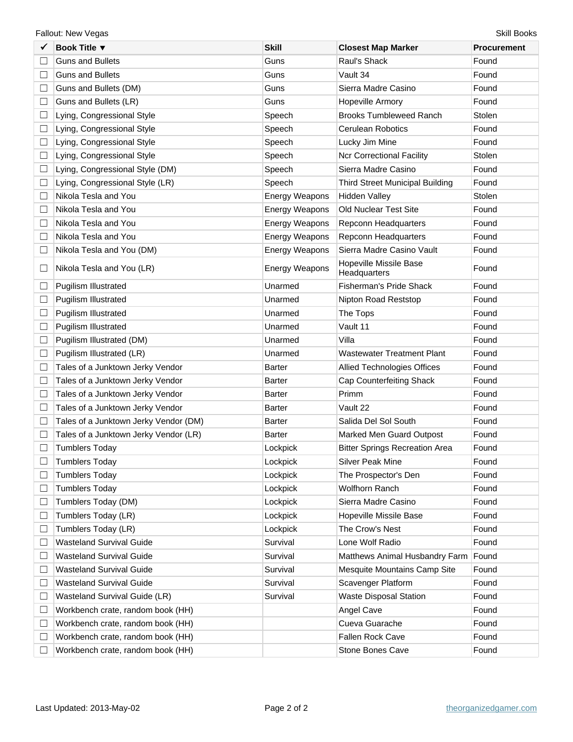| ✔ | Book Title ▼ | Skill | Closest Map Marker | Procurement |
|---|---|---|---|---|
| ☐ | Guns and Bullets | Guns | Raul's Shack | Found |
| ☐ | Guns and Bullets | Guns | Vault 34 | Found |
| ☐ | Guns and Bullets (DM) | Guns | Sierra Madre Casino | Found |
| ☐ | Guns and Bullets (LR) | Guns | Hopeville Armory | Found |
| ☐ | Lying, Congressional Style | Speech | Brooks Tumbleweed Ranch | Stolen |
| ☐ | Lying, Congressional Style | Speech | Cerulean Robotics | Found |
| ☐ | Lying, Congressional Style | Speech | Lucky Jim Mine | Found |
| ☐ | Lying, Congressional Style | Speech | Ncr Correctional Facility | Stolen |
| ☐ | Lying, Congressional Style (DM) | Speech | Sierra Madre Casino | Found |
| ☐ | Lying, Congressional Style (LR) | Speech | Third Street Municipal Building | Found |
| ☐ | Nikola Tesla and You | Energy Weapons | Hidden Valley | Stolen |
| ☐ | Nikola Tesla and You | Energy Weapons | Old Nuclear Test Site | Found |
| ☐ | Nikola Tesla and You | Energy Weapons | Repconn Headquarters | Found |
| ☐ | Nikola Tesla and You | Energy Weapons | Repconn Headquarters | Found |
| ☐ | Nikola Tesla and You (DM) | Energy Weapons | Sierra Madre Casino Vault | Found |
| ☐ | Nikola Tesla and You (LR) | Energy Weapons | Hopeville Missile Base Headquarters | Found |
| ☐ | Pugilism Illustrated | Unarmed | Fisherman's Pride Shack | Found |
| ☐ | Pugilism Illustrated | Unarmed | Nipton Road Reststop | Found |
| ☐ | Pugilism Illustrated | Unarmed | The Tops | Found |
| ☐ | Pugilism Illustrated | Unarmed | Vault 11 | Found |
| ☐ | Pugilism Illustrated (DM) | Unarmed | Villa | Found |
| ☐ | Pugilism Illustrated (LR) | Unarmed | Wastewater Treatment Plant | Found |
| ☐ | Tales of a Junktown Jerky Vendor | Barter | Allied Technologies Offices | Found |
| ☐ | Tales of a Junktown Jerky Vendor | Barter | Cap Counterfeiting Shack | Found |
| ☐ | Tales of a Junktown Jerky Vendor | Barter | Primm | Found |
| ☐ | Tales of a Junktown Jerky Vendor | Barter | Vault 22 | Found |
| ☐ | Tales of a Junktown Jerky Vendor (DM) | Barter | Salida Del Sol South | Found |
| ☐ | Tales of a Junktown Jerky Vendor (LR) | Barter | Marked Men Guard Outpost | Found |
| ☐ | Tumblers Today | Lockpick | Bitter Springs Recreation Area | Found |
| ☐ | Tumblers Today | Lockpick | Silver Peak Mine | Found |
| ☐ | Tumblers Today | Lockpick | The Prospector's Den | Found |
| ☐ | Tumblers Today | Lockpick | Wolfhorn Ranch | Found |
| ☐ | Tumblers Today (DM) | Lockpick | Sierra Madre Casino | Found |
| ☐ | Tumblers Today (LR) | Lockpick | Hopeville Missile Base | Found |
| ☐ | Tumblers Today (LR) | Lockpick | The Crow's Nest | Found |
| ☐ | Wasteland Survival Guide | Survival | Lone Wolf Radio | Found |
| ☐ | Wasteland Survival Guide | Survival | Matthews Animal Husbandry Farm | Found |
| ☐ | Wasteland Survival Guide | Survival | Mesquite Mountains Camp Site | Found |
| ☐ | Wasteland Survival Guide | Survival | Scavenger Platform | Found |
| ☐ | Wasteland Survival Guide (LR) | Survival | Waste Disposal Station | Found |
| ☐ | Workbench crate, random book (HH) | | Angel Cave | Found |
| ☐ | Workbench crate, random book (HH) | | Cueva Guarache | Found |
| ☐ | Workbench crate, random book (HH) | | Fallen Rock Cave | Found |
| ☐ | Workbench crate, random book (HH) | | Stone Bones Cave | Found |

Last Updated: 2013-May-02

theorganizedgamer.com